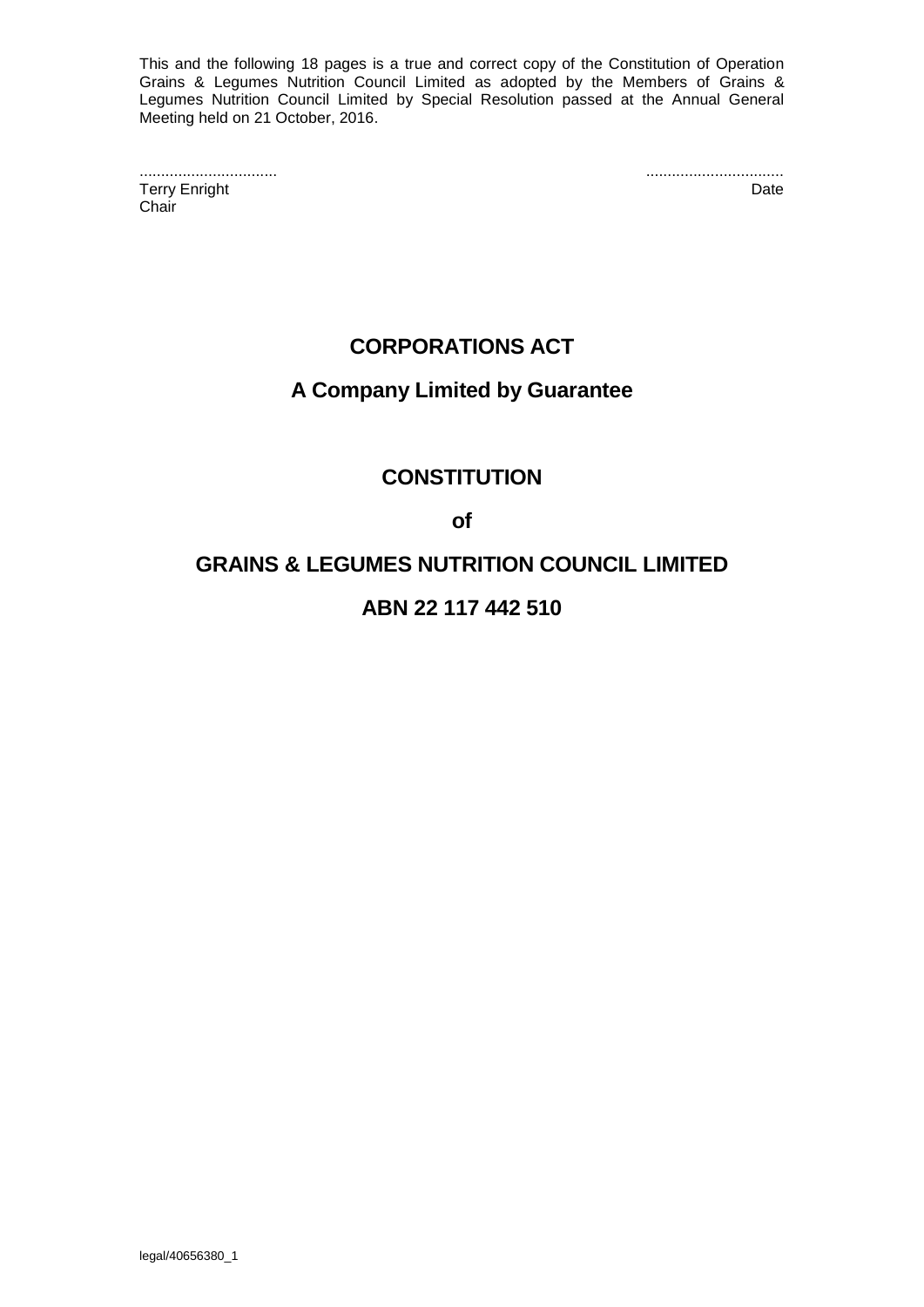This and the following 18 pages is a true and correct copy of the Constitution of Operation Grains & Legumes Nutrition Council Limited as adopted by the Members of Grains & Legumes Nutrition Council Limited by Special Resolution passed at the Annual General Meeting held on 21 October, 2016.

................................ ................................
Terry Enright Date
Chair

# CORPORATIONS ACT

## A Company Limited by Guarantee

# CONSTITUTION

## of

# GRAINS & LEGUMES NUTRITION COUNCIL LIMITED

## ABN 22 117 442 510

legal/40656380_1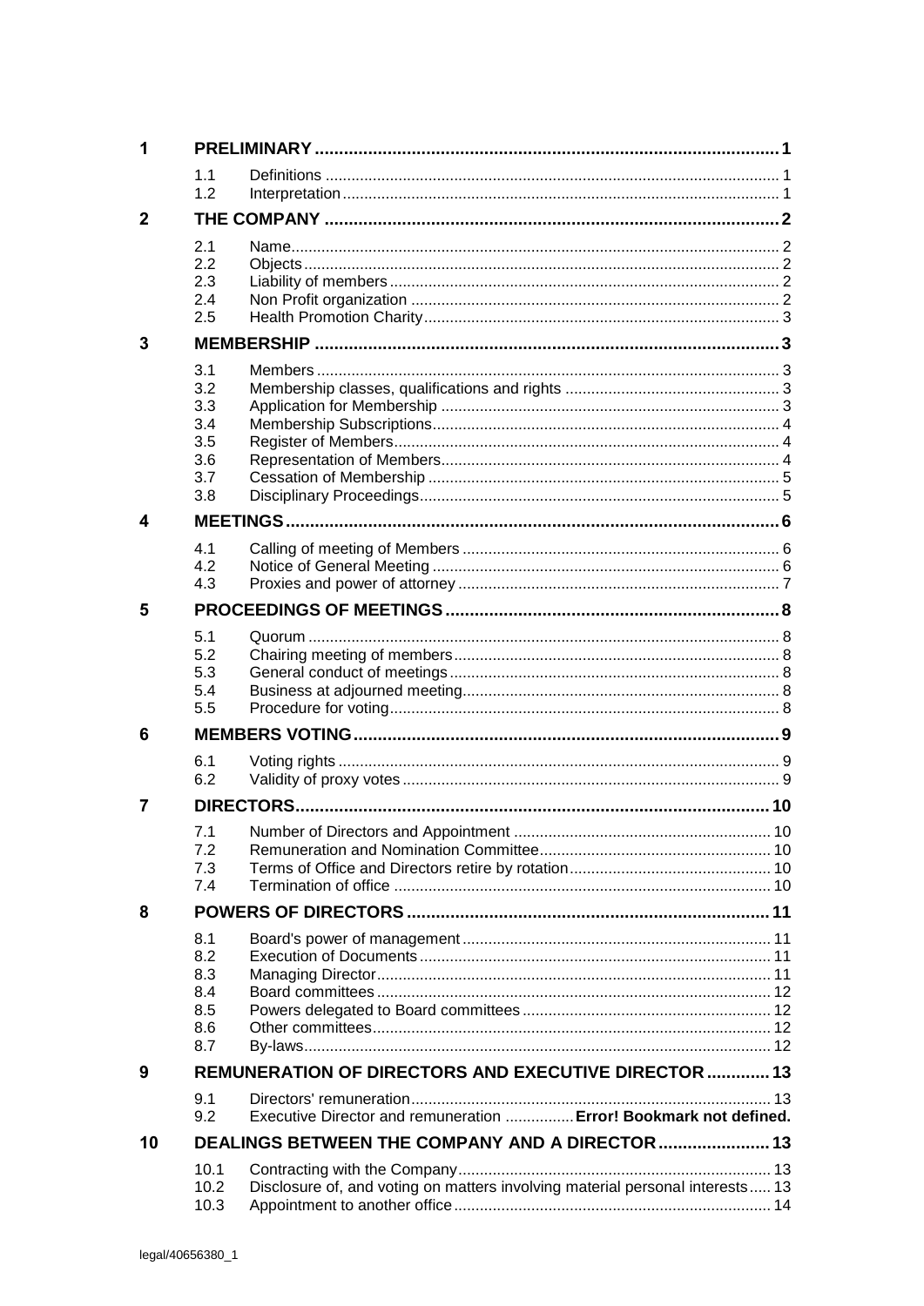| | | |
|---|---|---|
| **1** | **PRELIMINARY** | **1** |
| 1.1 | Definitions | 1 |
| 1.2 | Interpretation | 1 |
| **2** | **THE COMPANY** | **2** |
| 2.1 | Name | 2 |
| 2.2 | Objects | 2 |
| 2.3 | Liability of members | 2 |
| 2.4 | Non Profit organization | 2 |
| 2.5 | Health Promotion Charity | 3 |
| **3** | **MEMBERSHIP** | **3** |
| 3.1 | Members | 3 |
| 3.2 | Membership classes, qualifications and rights | 3 |
| 3.3 | Application for Membership | 3 |
| 3.4 | Membership Subscriptions | 4 |
| 3.5 | Register of Members | 4 |
| 3.6 | Representation of Members | 4 |
| 3.7 | Cessation of Membership | 5 |
| 3.8 | Disciplinary Proceedings | 5 |
| **4** | **MEETINGS** | **6** |
| 4.1 | Calling of meeting of Members | 6 |
| 4.2 | Notice of General Meeting | 6 |
| 4.3 | Proxies and power of attorney | 7 |
| **5** | **PROCEEDINGS OF MEETINGS** | **8** |
| 5.1 | Quorum | 8 |
| 5.2 | Chairing meeting of members | 8 |
| 5.3 | General conduct of meetings | 8 |
| 5.4 | Business at adjourned meeting | 8 |
| 5.5 | Procedure for voting | 8 |
| **6** | **MEMBERS VOTING** | **9** |
| 6.1 | Voting rights | 9 |
| 6.2 | Validity of proxy votes | 9 |
| **7** | **DIRECTORS** | **10** |
| 7.1 | Number of Directors and Appointment | 10 |
| 7.2 | Remuneration and Nomination Committee | 10 |
| 7.3 | Terms of Office and Directors retire by rotation | 10 |
| 7.4 | Termination of office | 10 |
| **8** | **POWERS OF DIRECTORS** | **11** |
| 8.1 | Board's power of management | 11 |
| 8.2 | Execution of Documents | 11 |
| 8.3 | Managing Director | 11 |
| 8.4 | Board committees | 12 |
| 8.5 | Powers delegated to Board committees | 12 |
| 8.6 | Other committees | 12 |
| 8.7 | By-laws | 12 |
| **9** | **REMUNERATION OF DIRECTORS AND EXECUTIVE DIRECTOR** | **13** |
| 9.1 | Directors' remuneration | 13 |
| 9.2 | Executive Director and remuneration | **Error! Bookmark not defined.** |
| **10** | **DEALINGS BETWEEN THE COMPANY AND A DIRECTOR** | **13** |
| 10.1 | Contracting with the Company | 13 |
| 10.2 | Disclosure of, and voting on matters involving material personal interests | 13 |
| 10.3 | Appointment to another office | 14 |

legal/40656380_1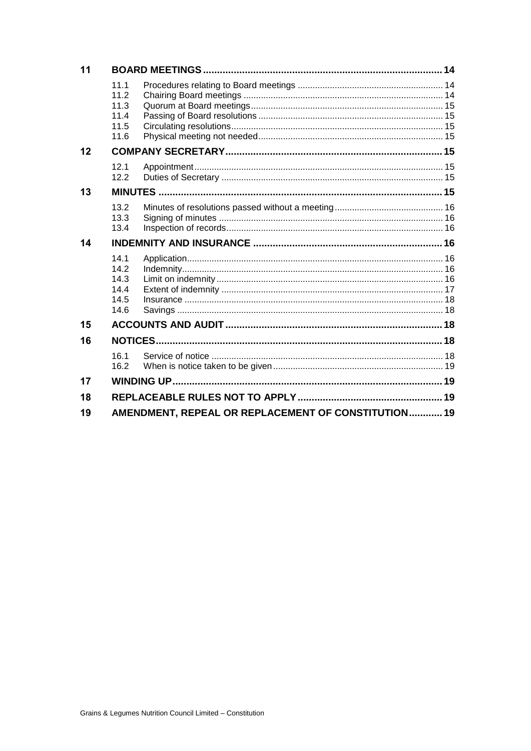| | | |
|---|---|---|
| **11** | **BOARD MEETINGS** | **14** |
| 11.1 | Procedures relating to Board meetings | 14 |
| 11.2 | Chairing Board meetings | 14 |
| 11.3 | Quorum at Board meetings | 15 |
| 11.4 | Passing of Board resolutions | 15 |
| 11.5 | Circulating resolutions | 15 |
| 11.6 | Physical meeting not needed | 15 |
| **12** | **COMPANY SECRETARY** | **15** |
| 12.1 | Appointment | 15 |
| 12.2 | Duties of Secretary | 15 |
| **13** | **MINUTES** | **15** |
| 13.2 | Minutes of resolutions passed without a meeting | 16 |
| 13.3 | Signing of minutes | 16 |
| 13.4 | Inspection of records | 16 |
| **14** | **INDEMNITY AND INSURANCE** | **16** |
| 14.1 | Application | 16 |
| 14.2 | Indemnity | 16 |
| 14.3 | Limit on indemnity | 16 |
| 14.4 | Extent of indemnity | 17 |
| 14.5 | Insurance | 18 |
| 14.6 | Savings | 18 |
| **15** | **ACCOUNTS AND AUDIT** | **18** |
| **16** | **NOTICES** | **18** |
| 16.1 | Service of notice | 18 |
| 16.2 | When is notice taken to be given | 19 |
| **17** | **WINDING UP** | **19** |
| **18** | **REPLACEABLE RULES NOT TO APPLY** | **19** |
| **19** | **AMENDMENT, REPEAL OR REPLACEMENT OF CONSTITUTION** | **19** |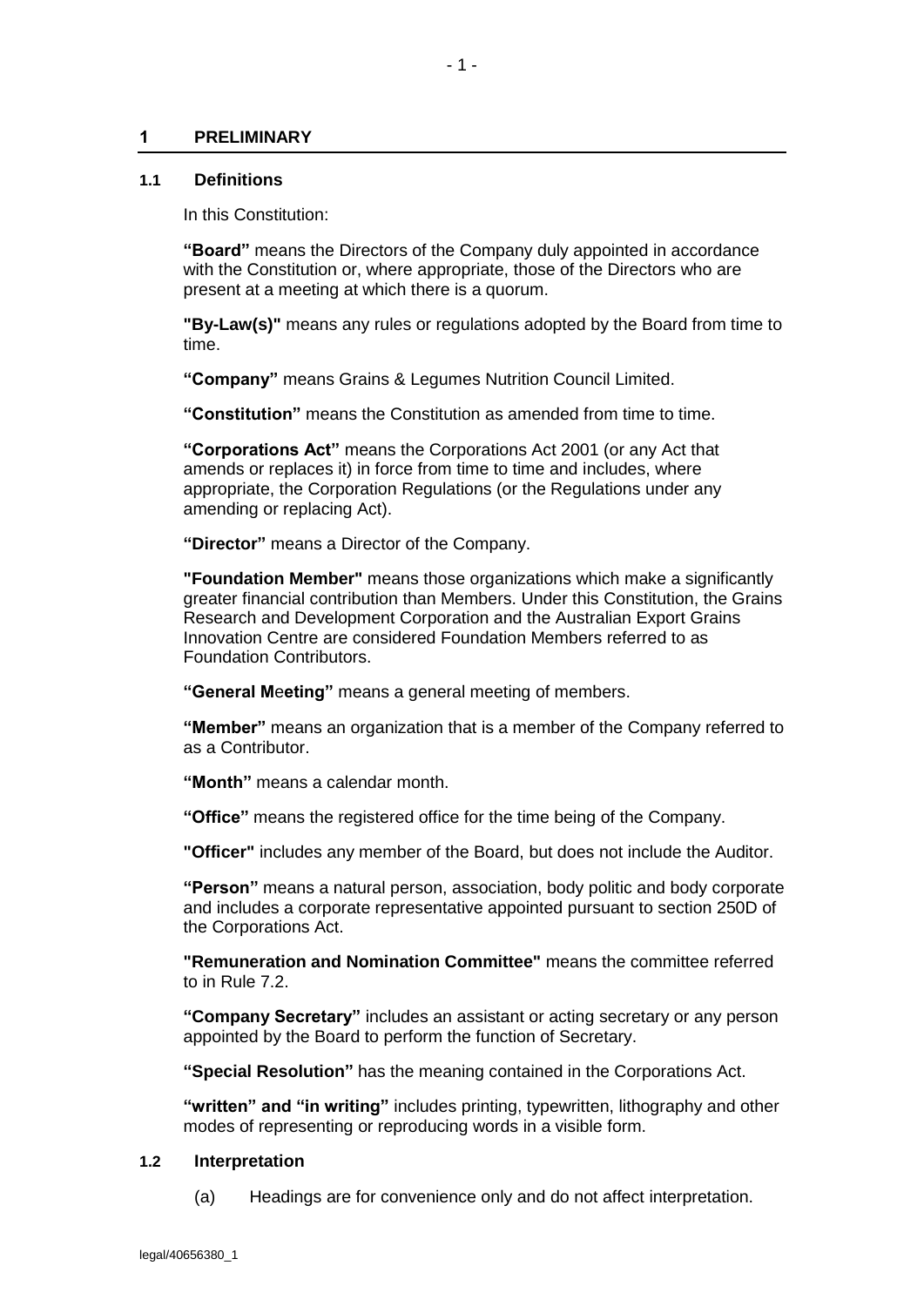## 1 PRELIMINARY

### 1.1 Definitions

In this Constitution:

**"Board"** means the Directors of the Company duly appointed in accordance with the Constitution or, where appropriate, those of the Directors who are present at a meeting at which there is a quorum.

**"By-Law(s)"** means any rules or regulations adopted by the Board from time to time.

**"Company"** means Grains & Legumes Nutrition Council Limited.

**"Constitution"** means the Constitution as amended from time to time.

**"Corporations Act"** means the Corporations Act 2001 (or any Act that amends or replaces it) in force from time to time and includes, where appropriate, the Corporation Regulations (or the Regulations under any amending or replacing Act).

**"Director"** means a Director of the Company.

**"Foundation Member"** means those organizations which make a significantly greater financial contribution than Members. Under this Constitution, the Grains Research and Development Corporation and the Australian Export Grains Innovation Centre are considered Foundation Members referred to as Foundation Contributors.

**"General Meeting"** means a general meeting of members.

**"Member"** means an organization that is a member of the Company referred to as a Contributor.

**"Month"** means a calendar month.

**"Office"** means the registered office for the time being of the Company.

**"Officer"** includes any member of the Board, but does not include the Auditor.

**"Person"** means a natural person, association, body politic and body corporate and includes a corporate representative appointed pursuant to section 250D of the Corporations Act.

**"Remuneration and Nomination Committee"** means the committee referred to in Rule 7.2.

**"Company Secretary"** includes an assistant or acting secretary or any person appointed by the Board to perform the function of Secretary.

**"Special Resolution"** has the meaning contained in the Corporations Act.

**"written" and "in writing"** includes printing, typewritten, lithography and other modes of representing or reproducing words in a visible form.

### 1.2 Interpretation

(a) Headings are for convenience only and do not affect interpretation.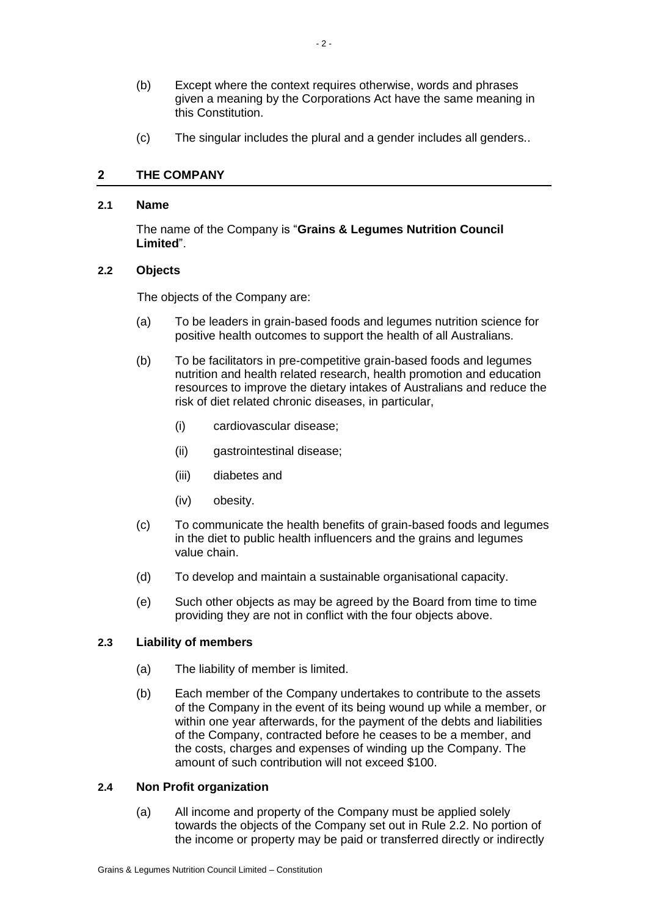(b) Except where the context requires otherwise, words and phrases given a meaning by the Corporations Act have the same meaning in this Constitution.

(c) The singular includes the plural and a gender includes all genders..

## 2 THE COMPANY

### 2.1 Name

The name of the Company is "**Grains & Legumes Nutrition Council Limited**".

### 2.2 Objects

The objects of the Company are:

(a) To be leaders in grain-based foods and legumes nutrition science for positive health outcomes to support the health of all Australians.

(b) To be facilitators in pre-competitive grain-based foods and legumes nutrition and health related research, health promotion and education resources to improve the dietary intakes of Australians and reduce the risk of diet related chronic diseases, in particular,

- (i) cardiovascular disease;
- (ii) gastrointestinal disease;
- (iii) diabetes and
- (iv) obesity.

(c) To communicate the health benefits of grain-based foods and legumes in the diet to public health influencers and the grains and legumes value chain.

(d) To develop and maintain a sustainable organisational capacity.

(e) Such other objects as may be agreed by the Board from time to time providing they are not in conflict with the four objects above.

### 2.3 Liability of members

(a) The liability of member is limited.

(b) Each member of the Company undertakes to contribute to the assets of the Company in the event of its being wound up while a member, or within one year afterwards, for the payment of the debts and liabilities of the Company, contracted before he ceases to be a member, and the costs, charges and expenses of winding up the Company. The amount of such contribution will not exceed $100.

### 2.4 Non Profit organization

(a) All income and property of the Company must be applied solely towards the objects of the Company set out in Rule 2.2. No portion of the income or property may be paid or transferred directly or indirectly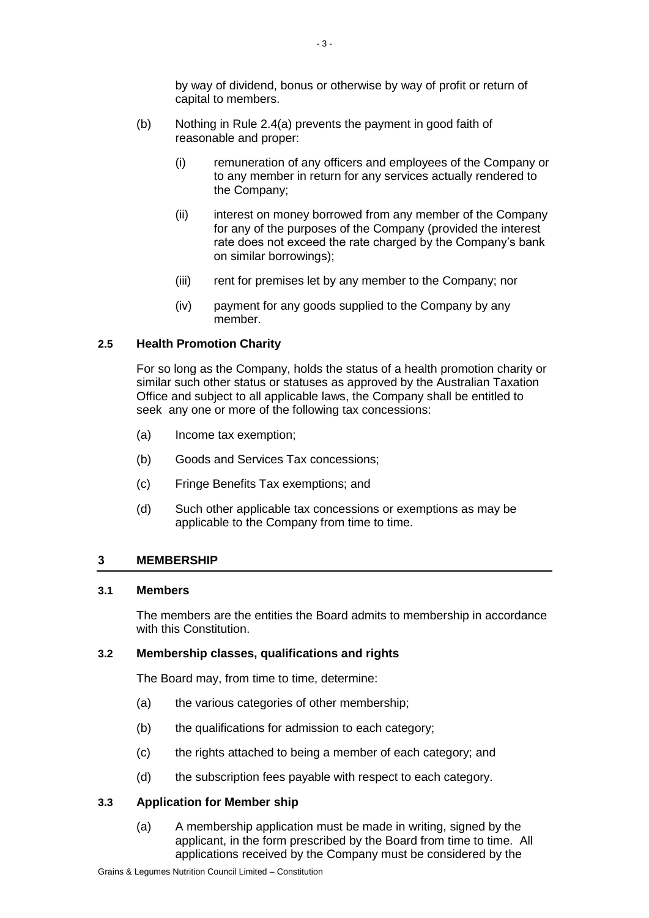by way of dividend, bonus or otherwise by way of profit or return of capital to members.

(b) Nothing in Rule 2.4(a) prevents the payment in good faith of reasonable and proper:

(i) remuneration of any officers and employees of the Company or to any member in return for any services actually rendered to the Company;

(ii) interest on money borrowed from any member of the Company for any of the purposes of the Company (provided the interest rate does not exceed the rate charged by the Company's bank on similar borrowings);

(iii) rent for premises let by any member to the Company; nor

(iv) payment for any goods supplied to the Company by any member.

### 2.5 Health Promotion Charity

For so long as the Company, holds the status of a health promotion charity or similar such other status or statuses as approved by the Australian Taxation Office and subject to all applicable laws, the Company shall be entitled to seek any one or more of the following tax concessions:

(a) Income tax exemption;

(b) Goods and Services Tax concessions;

(c) Fringe Benefits Tax exemptions; and

(d) Such other applicable tax concessions or exemptions as may be applicable to the Company from time to time.

## 3 MEMBERSHIP

### 3.1 Members

The members are the entities the Board admits to membership in accordance with this Constitution.

### 3.2 Membership classes, qualifications and rights

The Board may, from time to time, determine:

(a) the various categories of other membership;

(b) the qualifications for admission to each category;

(c) the rights attached to being a member of each category; and

(d) the subscription fees payable with respect to each category.

### 3.3 Application for Member ship

(a) A membership application must be made in writing, signed by the applicant, in the form prescribed by the Board from time to time. All applications received by the Company must be considered by the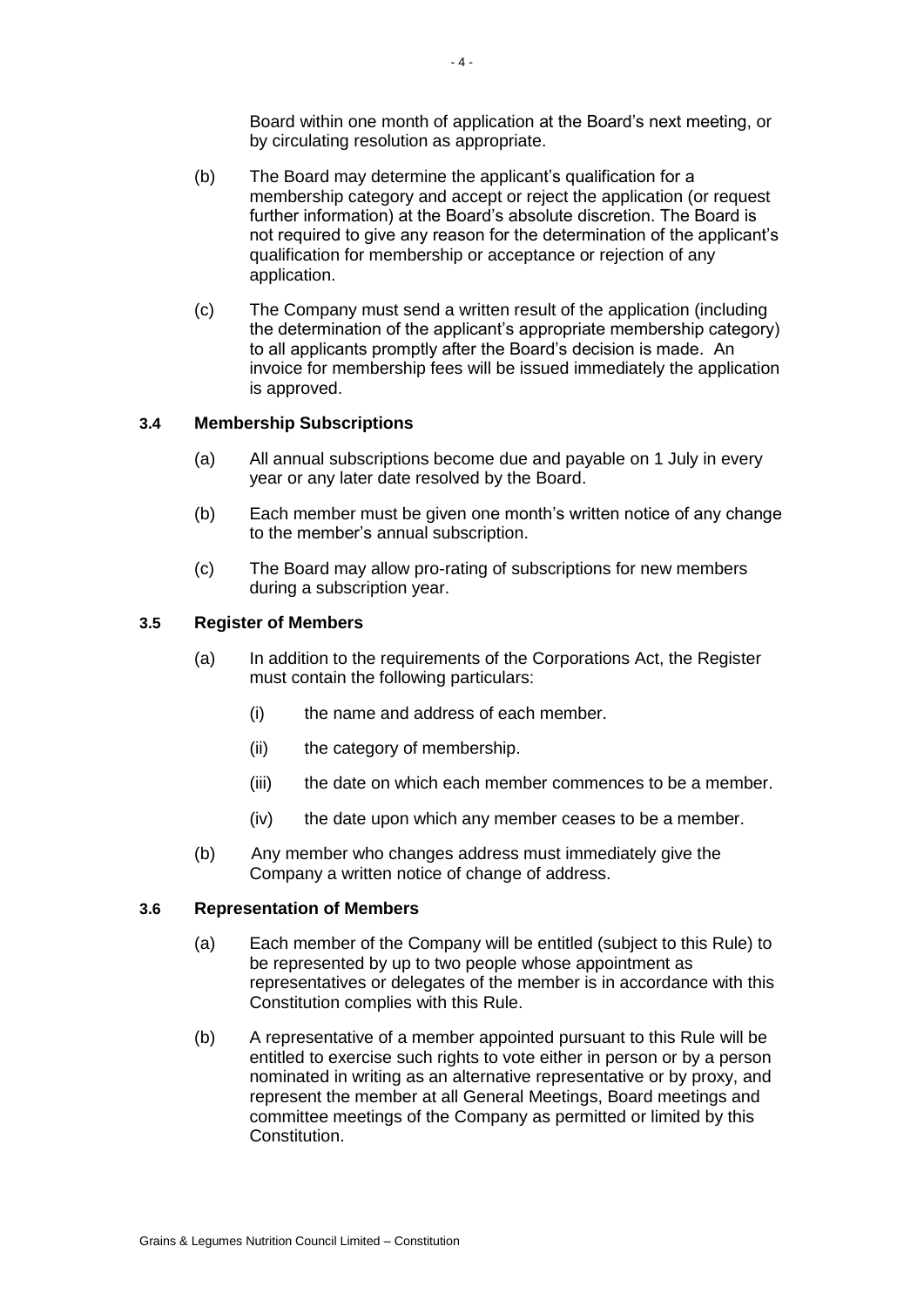Board within one month of application at the Board's next meeting, or by circulating resolution as appropriate.

(b) The Board may determine the applicant's qualification for a membership category and accept or reject the application (or request further information) at the Board's absolute discretion. The Board is not required to give any reason for the determination of the applicant's qualification for membership or acceptance or rejection of any application.

(c) The Company must send a written result of the application (including the determination of the applicant's appropriate membership category) to all applicants promptly after the Board's decision is made. An invoice for membership fees will be issued immediately the application is approved.

### 3.4 Membership Subscriptions

(a) All annual subscriptions become due and payable on 1 July in every year or any later date resolved by the Board.

(b) Each member must be given one month's written notice of any change to the member's annual subscription.

(c) The Board may allow pro-rating of subscriptions for new members during a subscription year.

### 3.5 Register of Members

(a) In addition to the requirements of the Corporations Act, the Register must contain the following particulars:

(i) the name and address of each member.

(ii) the category of membership.

(iii) the date on which each member commences to be a member.

(iv) the date upon which any member ceases to be a member.

(b) Any member who changes address must immediately give the Company a written notice of change of address.

### 3.6 Representation of Members

(a) Each member of the Company will be entitled (subject to this Rule) to be represented by up to two people whose appointment as representatives or delegates of the member is in accordance with this Constitution complies with this Rule.

(b) A representative of a member appointed pursuant to this Rule will be entitled to exercise such rights to vote either in person or by a person nominated in writing as an alternative representative or by proxy, and represent the member at all General Meetings, Board meetings and committee meetings of the Company as permitted or limited by this Constitution.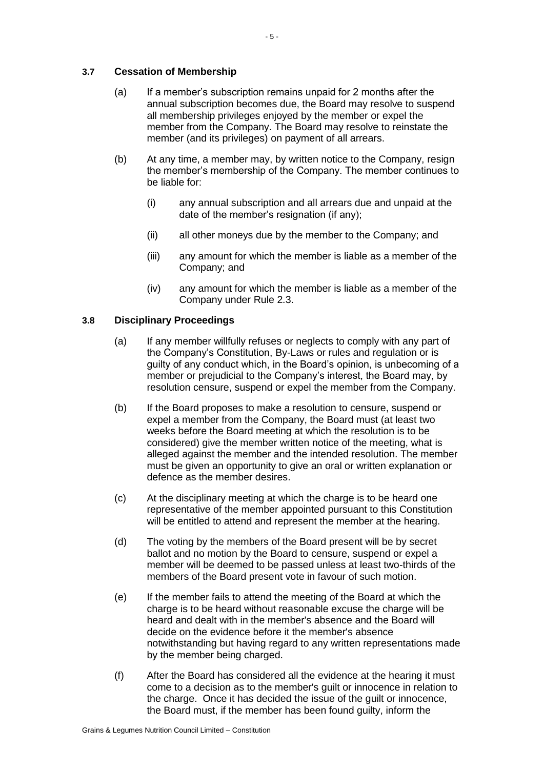### 3.7 Cessation of Membership

(a) If a member's subscription remains unpaid for 2 months after the annual subscription becomes due, the Board may resolve to suspend all membership privileges enjoyed by the member or expel the member from the Company. The Board may resolve to reinstate the member (and its privileges) on payment of all arrears.

(b) At any time, a member may, by written notice to the Company, resign the member's membership of the Company. The member continues to be liable for:

(i) any annual subscription and all arrears due and unpaid at the date of the member's resignation (if any);

(ii) all other moneys due by the member to the Company; and

(iii) any amount for which the member is liable as a member of the Company; and

(iv) any amount for which the member is liable as a member of the Company under Rule 2.3.

### 3.8 Disciplinary Proceedings

(a) If any member willfully refuses or neglects to comply with any part of the Company's Constitution, By-Laws or rules and regulation or is guilty of any conduct which, in the Board's opinion, is unbecoming of a member or prejudicial to the Company's interest, the Board may, by resolution censure, suspend or expel the member from the Company.

(b) If the Board proposes to make a resolution to censure, suspend or expel a member from the Company, the Board must (at least two weeks before the Board meeting at which the resolution is to be considered) give the member written notice of the meeting, what is alleged against the member and the intended resolution. The member must be given an opportunity to give an oral or written explanation or defence as the member desires.

(c) At the disciplinary meeting at which the charge is to be heard one representative of the member appointed pursuant to this Constitution will be entitled to attend and represent the member at the hearing.

(d) The voting by the members of the Board present will be by secret ballot and no motion by the Board to censure, suspend or expel a member will be deemed to be passed unless at least two-thirds of the members of the Board present vote in favour of such motion.

(e) If the member fails to attend the meeting of the Board at which the charge is to be heard without reasonable excuse the charge will be heard and dealt with in the member's absence and the Board will decide on the evidence before it the member's absence notwithstanding but having regard to any written representations made by the member being charged.

(f) After the Board has considered all the evidence at the hearing it must come to a decision as to the member's guilt or innocence in relation to the charge. Once it has decided the issue of the guilt or innocence, the Board must, if the member has been found guilty, inform the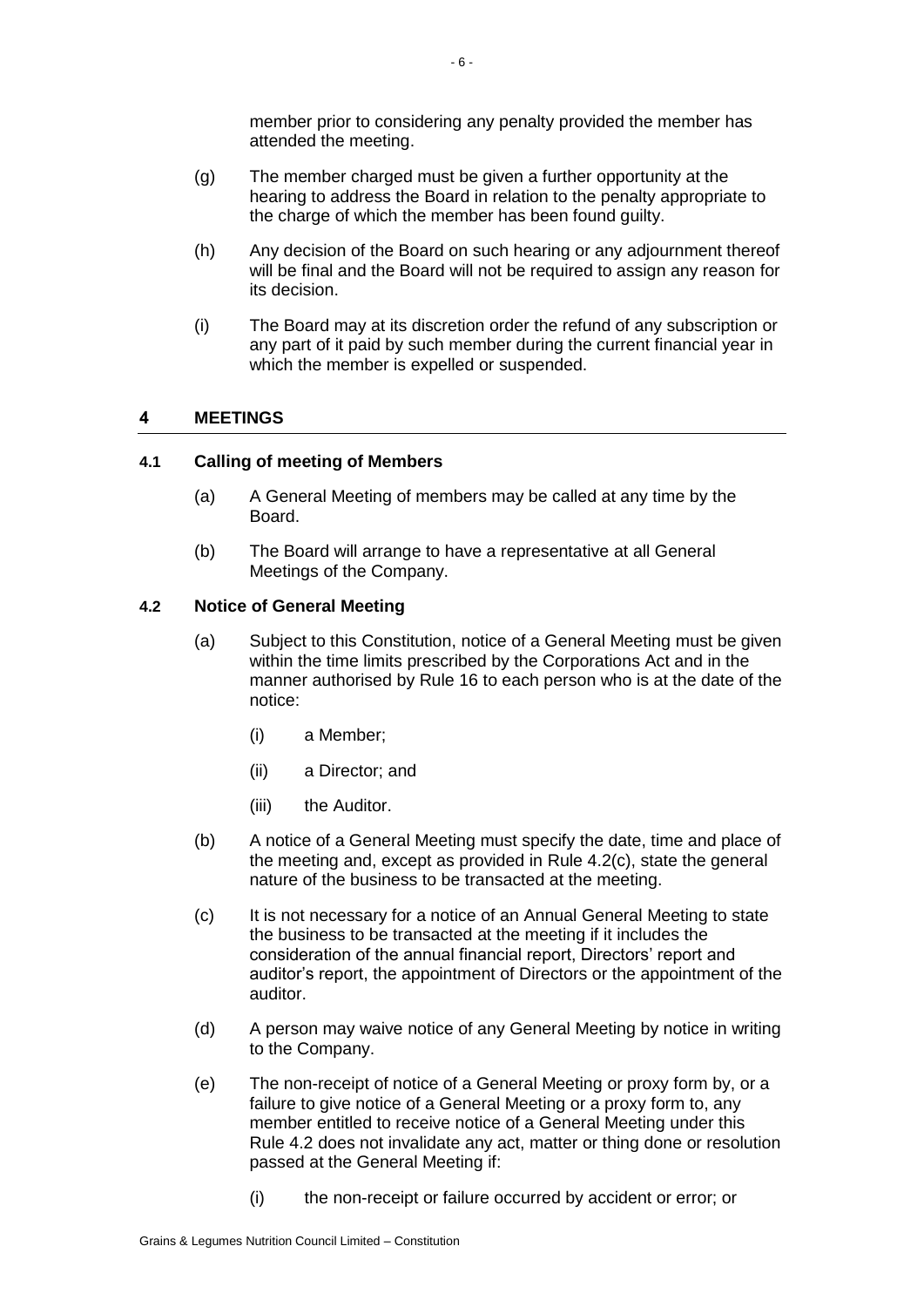member prior to considering any penalty provided the member has attended the meeting.

(g) The member charged must be given a further opportunity at the hearing to address the Board in relation to the penalty appropriate to the charge of which the member has been found guilty.

(h) Any decision of the Board on such hearing or any adjournment thereof will be final and the Board will not be required to assign any reason for its decision.

(i) The Board may at its discretion order the refund of any subscription or any part of it paid by such member during the current financial year in which the member is expelled or suspended.

## 4 MEETINGS

### 4.1 Calling of meeting of Members

(a) A General Meeting of members may be called at any time by the Board.

(b) The Board will arrange to have a representative at all General Meetings of the Company.

### 4.2 Notice of General Meeting

(a) Subject to this Constitution, notice of a General Meeting must be given within the time limits prescribed by the Corporations Act and in the manner authorised by Rule 16 to each person who is at the date of the notice:

(i) a Member;

(ii) a Director; and

(iii) the Auditor.

(b) A notice of a General Meeting must specify the date, time and place of the meeting and, except as provided in Rule 4.2(c), state the general nature of the business to be transacted at the meeting.

(c) It is not necessary for a notice of an Annual General Meeting to state the business to be transacted at the meeting if it includes the consideration of the annual financial report, Directors' report and auditor's report, the appointment of Directors or the appointment of the auditor.

(d) A person may waive notice of any General Meeting by notice in writing to the Company.

(e) The non-receipt of notice of a General Meeting or proxy form by, or a failure to give notice of a General Meeting or a proxy form to, any member entitled to receive notice of a General Meeting under this Rule 4.2 does not invalidate any act, matter or thing done or resolution passed at the General Meeting if:

(i) the non-receipt or failure occurred by accident or error; or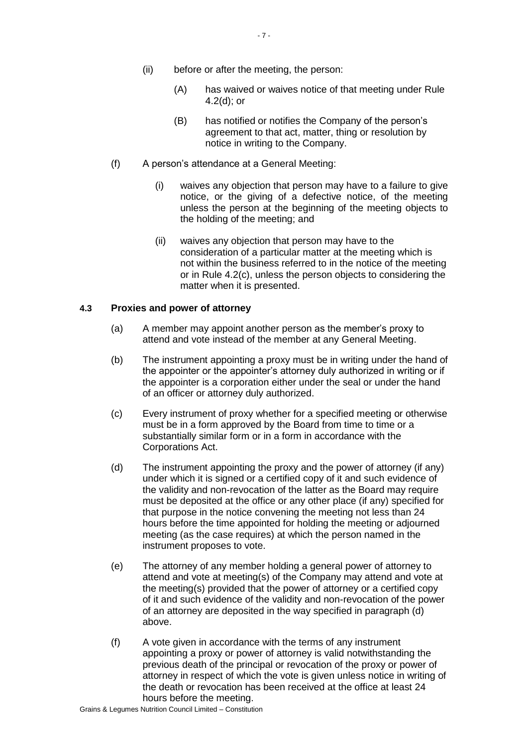(ii) before or after the meeting, the person:

(A) has waived or waives notice of that meeting under Rule 4.2(d); or

(B) has notified or notifies the Company of the person's agreement to that act, matter, thing or resolution by notice in writing to the Company.

(f) A person's attendance at a General Meeting:

(i) waives any objection that person may have to a failure to give notice, or the giving of a defective notice, of the meeting unless the person at the beginning of the meeting objects to the holding of the meeting; and

(ii) waives any objection that person may have to the consideration of a particular matter at the meeting which is not within the business referred to in the notice of the meeting or in Rule 4.2(c), unless the person objects to considering the matter when it is presented.

### 4.3 Proxies and power of attorney

(a) A member may appoint another person as the member's proxy to attend and vote instead of the member at any General Meeting.

(b) The instrument appointing a proxy must be in writing under the hand of the appointer or the appointer's attorney duly authorized in writing or if the appointer is a corporation either under the seal or under the hand of an officer or attorney duly authorized.

(c) Every instrument of proxy whether for a specified meeting or otherwise must be in a form approved by the Board from time to time or a substantially similar form or in a form in accordance with the Corporations Act.

(d) The instrument appointing the proxy and the power of attorney (if any) under which it is signed or a certified copy of it and such evidence of the validity and non-revocation of the latter as the Board may require must be deposited at the office or any other place (if any) specified for that purpose in the notice convening the meeting not less than 24 hours before the time appointed for holding the meeting or adjourned meeting (as the case requires) at which the person named in the instrument proposes to vote.

(e) The attorney of any member holding a general power of attorney to attend and vote at meeting(s) of the Company may attend and vote at the meeting(s) provided that the power of attorney or a certified copy of it and such evidence of the validity and non-revocation of the power of an attorney are deposited in the way specified in paragraph (d) above.

(f) A vote given in accordance with the terms of any instrument appointing a proxy or power of attorney is valid notwithstanding the previous death of the principal or revocation of the proxy or power of attorney in respect of which the vote is given unless notice in writing of the death or revocation has been received at the office at least 24 hours before the meeting.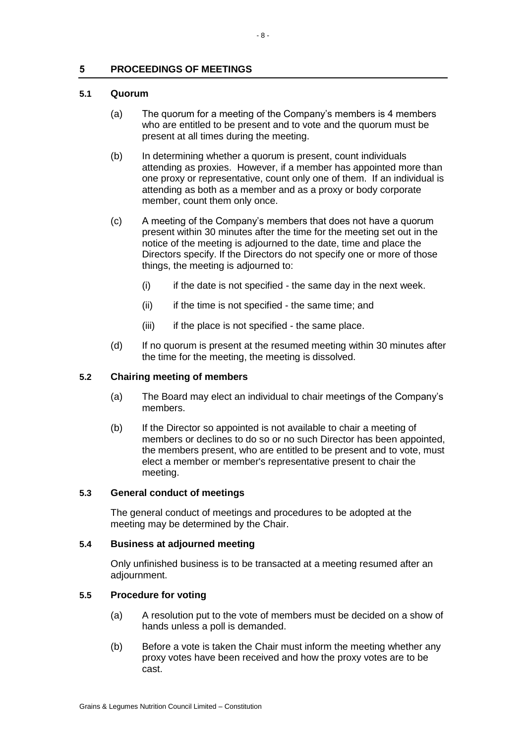## 5 PROCEEDINGS OF MEETINGS

### 5.1 Quorum

(a) The quorum for a meeting of the Company's members is 4 members who are entitled to be present and to vote and the quorum must be present at all times during the meeting.

(b) In determining whether a quorum is present, count individuals attending as proxies. However, if a member has appointed more than one proxy or representative, count only one of them. If an individual is attending as both as a member and as a proxy or body corporate member, count them only once.

(c) A meeting of the Company's members that does not have a quorum present within 30 minutes after the time for the meeting set out in the notice of the meeting is adjourned to the date, time and place the Directors specify. If the Directors do not specify one or more of those things, the meeting is adjourned to:

(i) if the date is not specified - the same day in the next week.

(ii) if the time is not specified - the same time; and

(iii) if the place is not specified - the same place.

(d) If no quorum is present at the resumed meeting within 30 minutes after the time for the meeting, the meeting is dissolved.

### 5.2 Chairing meeting of members

(a) The Board may elect an individual to chair meetings of the Company's members.

(b) If the Director so appointed is not available to chair a meeting of members or declines to do so or no such Director has been appointed, the members present, who are entitled to be present and to vote, must elect a member or member's representative present to chair the meeting.

### 5.3 General conduct of meetings

The general conduct of meetings and procedures to be adopted at the meeting may be determined by the Chair.

### 5.4 Business at adjourned meeting

Only unfinished business is to be transacted at a meeting resumed after an adjournment.

### 5.5 Procedure for voting

(a) A resolution put to the vote of members must be decided on a show of hands unless a poll is demanded.

(b) Before a vote is taken the Chair must inform the meeting whether any proxy votes have been received and how the proxy votes are to be cast.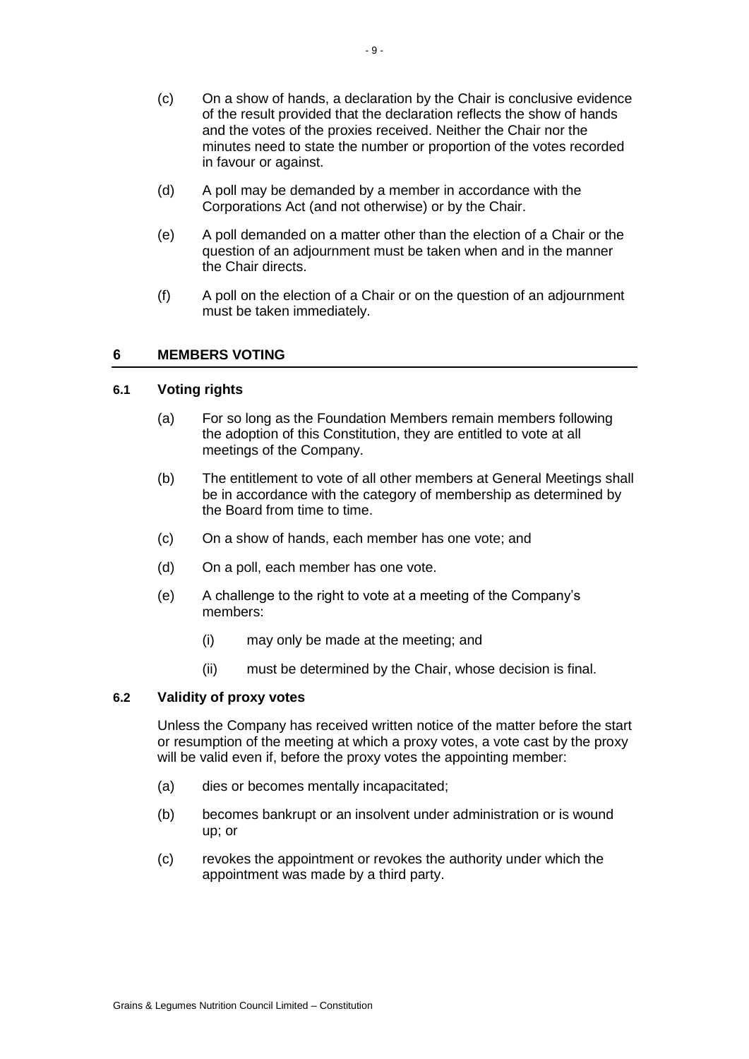(c) On a show of hands, a declaration by the Chair is conclusive evidence of the result provided that the declaration reflects the show of hands and the votes of the proxies received. Neither the Chair nor the minutes need to state the number or proportion of the votes recorded in favour or against.

(d) A poll may be demanded by a member in accordance with the Corporations Act (and not otherwise) or by the Chair.

(e) A poll demanded on a matter other than the election of a Chair or the question of an adjournment must be taken when and in the manner the Chair directs.

(f) A poll on the election of a Chair or on the question of an adjournment must be taken immediately.

## 6 MEMBERS VOTING

### 6.1 Voting rights

(a) For so long as the Foundation Members remain members following the adoption of this Constitution, they are entitled to vote at all meetings of the Company.

(b) The entitlement to vote of all other members at General Meetings shall be in accordance with the category of membership as determined by the Board from time to time.

(c) On a show of hands, each member has one vote; and

(d) On a poll, each member has one vote.

(e) A challenge to the right to vote at a meeting of the Company's members:

(i) may only be made at the meeting; and

(ii) must be determined by the Chair, whose decision is final.

### 6.2 Validity of proxy votes

Unless the Company has received written notice of the matter before the start or resumption of the meeting at which a proxy votes, a vote cast by the proxy will be valid even if, before the proxy votes the appointing member:

(a) dies or becomes mentally incapacitated;

(b) becomes bankrupt or an insolvent under administration or is wound up; or

(c) revokes the appointment or revokes the authority under which the appointment was made by a third party.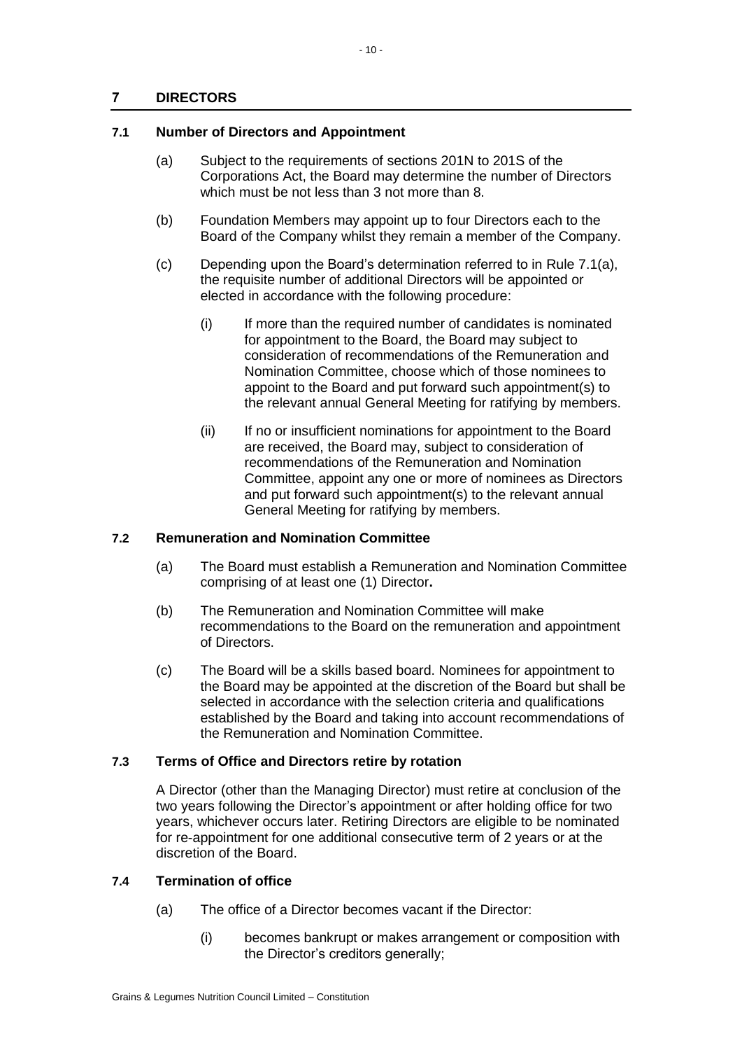## 7 DIRECTORS

### 7.1 Number of Directors and Appointment

(a) Subject to the requirements of sections 201N to 201S of the Corporations Act, the Board may determine the number of Directors which must be not less than 3 not more than 8.

(b) Foundation Members may appoint up to four Directors each to the Board of the Company whilst they remain a member of the Company.

(c) Depending upon the Board's determination referred to in Rule 7.1(a), the requisite number of additional Directors will be appointed or elected in accordance with the following procedure:

  (i) If more than the required number of candidates is nominated for appointment to the Board, the Board may subject to consideration of recommendations of the Remuneration and Nomination Committee, choose which of those nominees to appoint to the Board and put forward such appointment(s) to the relevant annual General Meeting for ratifying by members.

  (ii) If no or insufficient nominations for appointment to the Board are received, the Board may, subject to consideration of recommendations of the Remuneration and Nomination Committee, appoint any one or more of nominees as Directors and put forward such appointment(s) to the relevant annual General Meeting for ratifying by members.

### 7.2 Remuneration and Nomination Committee

(a) The Board must establish a Remuneration and Nomination Committee comprising of at least one (1) Director**.**

(b) The Remuneration and Nomination Committee will make recommendations to the Board on the remuneration and appointment of Directors.

(c) The Board will be a skills based board. Nominees for appointment to the Board may be appointed at the discretion of the Board but shall be selected in accordance with the selection criteria and qualifications established by the Board and taking into account recommendations of the Remuneration and Nomination Committee.

### 7.3 Terms of Office and Directors retire by rotation

A Director (other than the Managing Director) must retire at conclusion of the two years following the Director's appointment or after holding office for two years, whichever occurs later. Retiring Directors are eligible to be nominated for re-appointment for one additional consecutive term of 2 years or at the discretion of the Board.

### 7.4 Termination of office

(a) The office of a Director becomes vacant if the Director:

  (i) becomes bankrupt or makes arrangement or composition with the Director's creditors generally;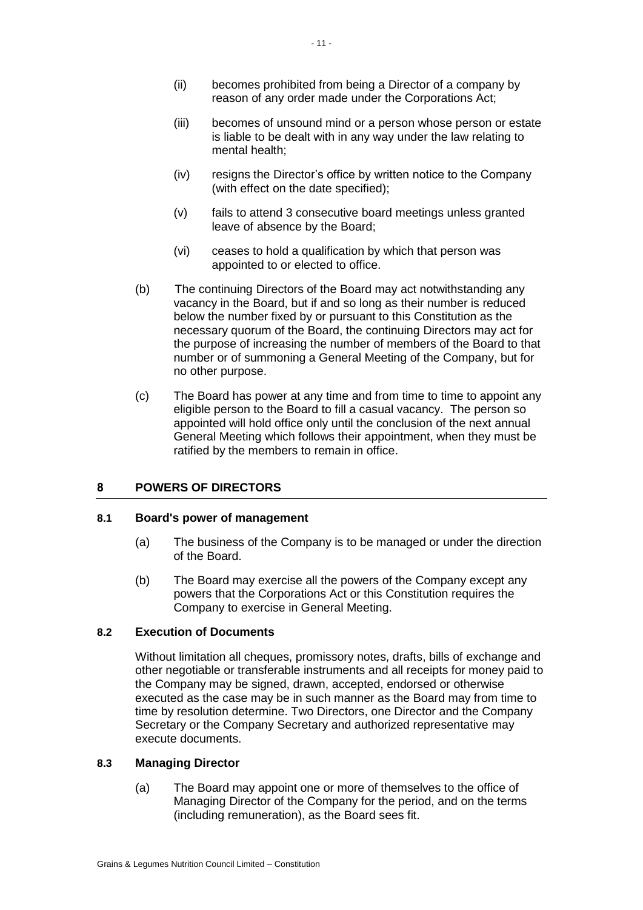- (ii) becomes prohibited from being a Director of a company by reason of any order made under the Corporations Act;
- (iii) becomes of unsound mind or a person whose person or estate is liable to be dealt with in any way under the law relating to mental health;
- (iv) resigns the Director's office by written notice to the Company (with effect on the date specified);
- (v) fails to attend 3 consecutive board meetings unless granted leave of absence by the Board;
- (vi) ceases to hold a qualification by which that person was appointed to or elected to office.

(b) The continuing Directors of the Board may act notwithstanding any vacancy in the Board, but if and so long as their number is reduced below the number fixed by or pursuant to this Constitution as the necessary quorum of the Board, the continuing Directors may act for the purpose of increasing the number of members of the Board to that number or of summoning a General Meeting of the Company, but for no other purpose.

(c) The Board has power at any time and from time to time to appoint any eligible person to the Board to fill a casual vacancy. The person so appointed will hold office only until the conclusion of the next annual General Meeting which follows their appointment, when they must be ratified by the members to remain in office.

## 8 POWERS OF DIRECTORS

### 8.1 Board's power of management

(a) The business of the Company is to be managed or under the direction of the Board.

(b) The Board may exercise all the powers of the Company except any powers that the Corporations Act or this Constitution requires the Company to exercise in General Meeting.

### 8.2 Execution of Documents

Without limitation all cheques, promissory notes, drafts, bills of exchange and other negotiable or transferable instruments and all receipts for money paid to the Company may be signed, drawn, accepted, endorsed or otherwise executed as the case may be in such manner as the Board may from time to time by resolution determine. Two Directors, one Director and the Company Secretary or the Company Secretary and authorized representative may execute documents.

### 8.3 Managing Director

(a) The Board may appoint one or more of themselves to the office of Managing Director of the Company for the period, and on the terms (including remuneration), as the Board sees fit.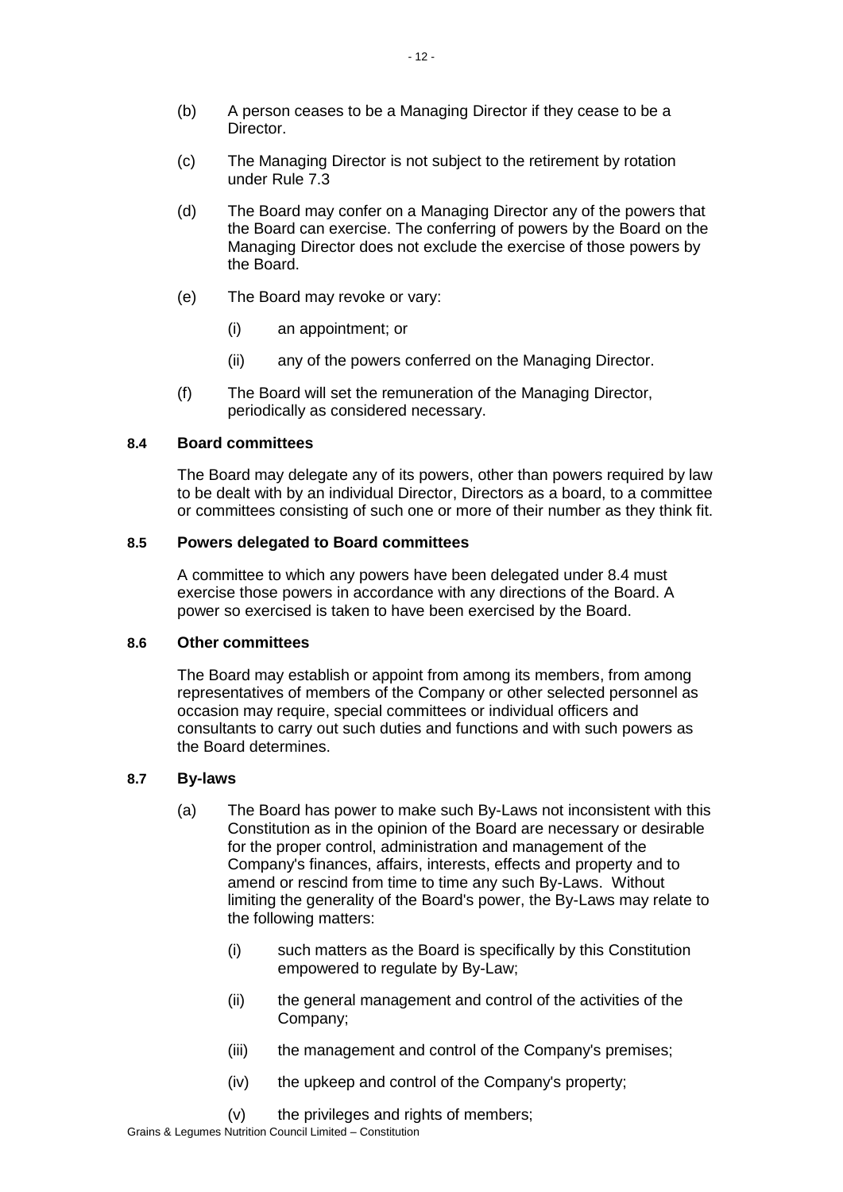(b) A person ceases to be a Managing Director if they cease to be a Director.

(c) The Managing Director is not subject to the retirement by rotation under Rule 7.3

(d) The Board may confer on a Managing Director any of the powers that the Board can exercise. The conferring of powers by the Board on the Managing Director does not exclude the exercise of those powers by the Board.

(e) The Board may revoke or vary:

  (i) an appointment; or

  (ii) any of the powers conferred on the Managing Director.

(f) The Board will set the remuneration of the Managing Director, periodically as considered necessary.

#### 8.4 Board committees

The Board may delegate any of its powers, other than powers required by law to be dealt with by an individual Director, Directors as a board, to a committee or committees consisting of such one or more of their number as they think fit.

#### 8.5 Powers delegated to Board committees

A committee to which any powers have been delegated under 8.4 must exercise those powers in accordance with any directions of the Board. A power so exercised is taken to have been exercised by the Board.

#### 8.6 Other committees

The Board may establish or appoint from among its members, from among representatives of members of the Company or other selected personnel as occasion may require, special committees or individual officers and consultants to carry out such duties and functions and with such powers as the Board determines.

#### 8.7 By-laws

(a) The Board has power to make such By-Laws not inconsistent with this Constitution as in the opinion of the Board are necessary or desirable for the proper control, administration and management of the Company's finances, affairs, interests, effects and property and to amend or rescind from time to time any such By-Laws. Without limiting the generality of the Board's power, the By-Laws may relate to the following matters:

  (i) such matters as the Board is specifically by this Constitution empowered to regulate by By-Law;

  (ii) the general management and control of the activities of the Company;

  (iii) the management and control of the Company's premises;

  (iv) the upkeep and control of the Company's property;

  (v) the privileges and rights of members;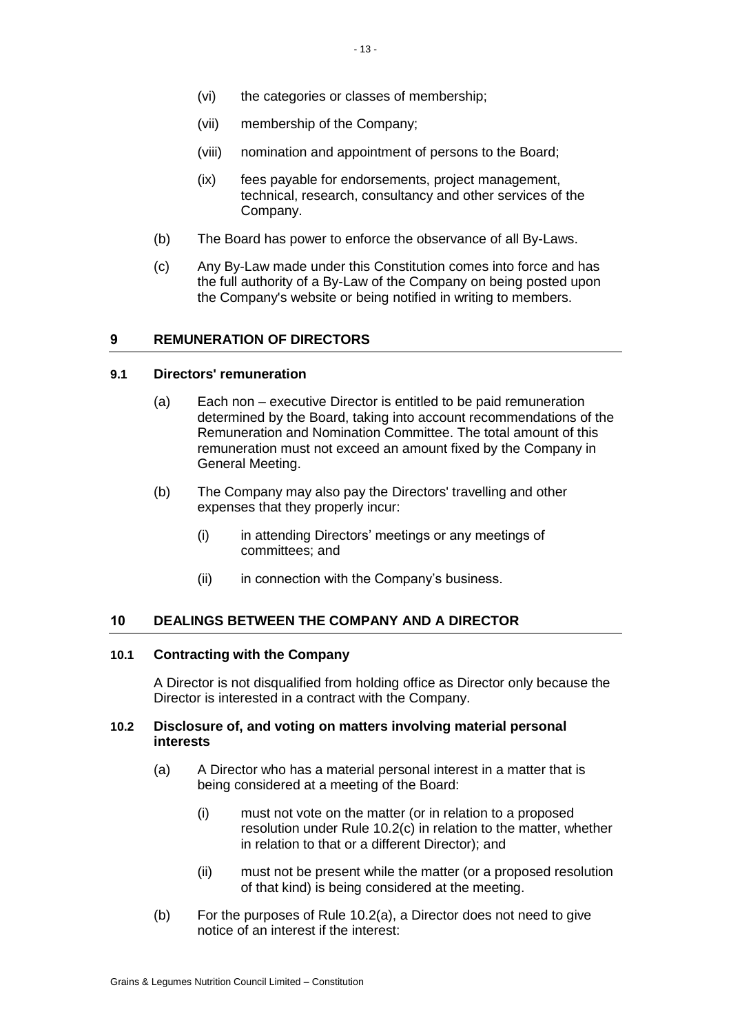(vi) the categories or classes of membership;

(vii) membership of the Company;

(viii) nomination and appointment of persons to the Board;

(ix) fees payable for endorsements, project management, technical, research, consultancy and other services of the Company.

(b) The Board has power to enforce the observance of all By-Laws.

(c) Any By-Law made under this Constitution comes into force and has the full authority of a By-Law of the Company on being posted upon the Company's website or being notified in writing to members.

## 9 REMUNERATION OF DIRECTORS

### 9.1 Directors' remuneration

(a) Each non – executive Director is entitled to be paid remuneration determined by the Board, taking into account recommendations of the Remuneration and Nomination Committee. The total amount of this remuneration must not exceed an amount fixed by the Company in General Meeting.

(b) The Company may also pay the Directors' travelling and other expenses that they properly incur:

(i) in attending Directors' meetings or any meetings of committees; and

(ii) in connection with the Company's business.

## 10 DEALINGS BETWEEN THE COMPANY AND A DIRECTOR

### 10.1 Contracting with the Company

A Director is not disqualified from holding office as Director only because the Director is interested in a contract with the Company.

### 10.2 Disclosure of, and voting on matters involving material personal interests

(a) A Director who has a material personal interest in a matter that is being considered at a meeting of the Board:

(i) must not vote on the matter (or in relation to a proposed resolution under Rule 10.2(c) in relation to the matter, whether in relation to that or a different Director); and

(ii) must not be present while the matter (or a proposed resolution of that kind) is being considered at the meeting.

(b) For the purposes of Rule 10.2(a), a Director does not need to give notice of an interest if the interest: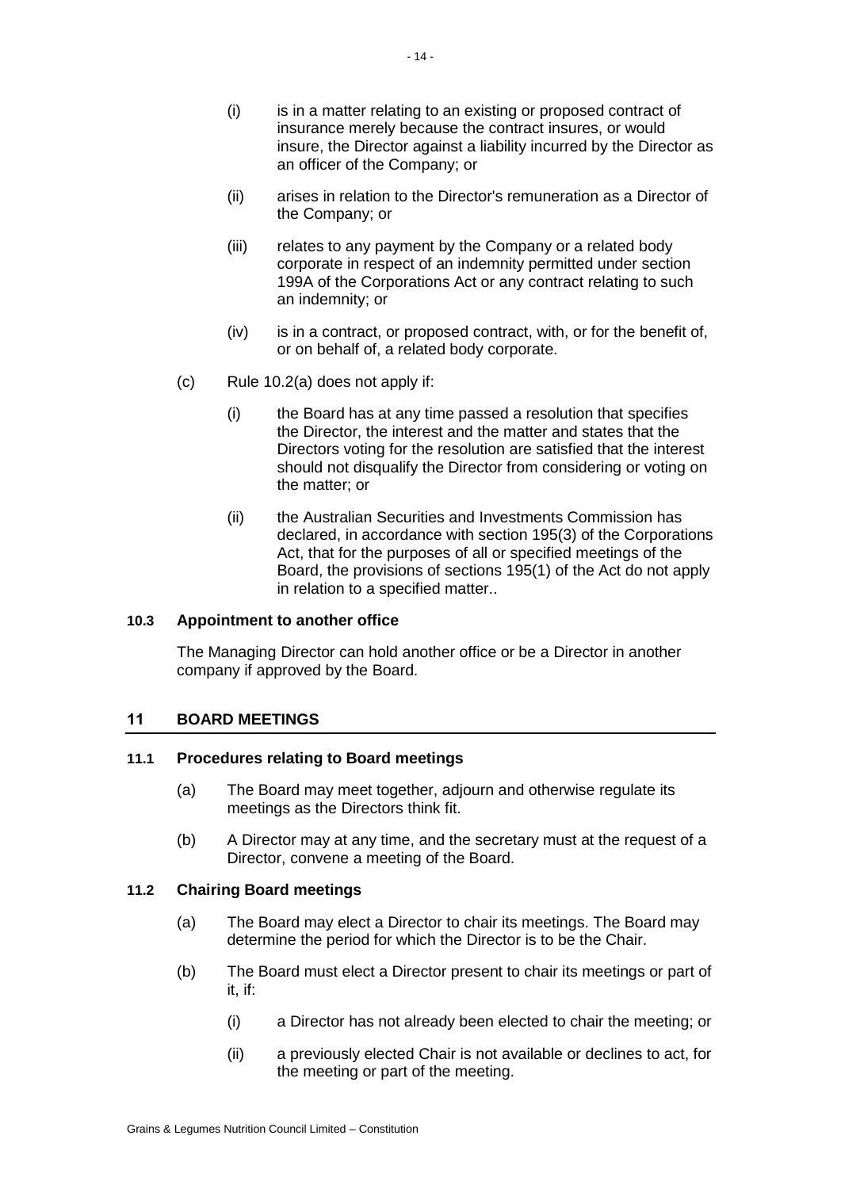(i) is in a matter relating to an existing or proposed contract of insurance merely because the contract insures, or would insure, the Director against a liability incurred by the Director as an officer of the Company; or

(ii) arises in relation to the Director's remuneration as a Director of the Company; or

(iii) relates to any payment by the Company or a related body corporate in respect of an indemnity permitted under section 199A of the Corporations Act or any contract relating to such an indemnity; or

(iv) is in a contract, or proposed contract, with, or for the benefit of, or on behalf of, a related body corporate.

(c) Rule 10.2(a) does not apply if:

(i) the Board has at any time passed a resolution that specifies the Director, the interest and the matter and states that the Directors voting for the resolution are satisfied that the interest should not disqualify the Director from considering or voting on the matter; or

(ii) the Australian Securities and Investments Commission has declared, in accordance with section 195(3) of the Corporations Act, that for the purposes of all or specified meetings of the Board, the provisions of sections 195(1) of the Act do not apply in relation to a specified matter..

### 10.3 Appointment to another office

The Managing Director can hold another office or be a Director in another company if approved by the Board.

## 11 BOARD MEETINGS

### 11.1 Procedures relating to Board meetings

(a) The Board may meet together, adjourn and otherwise regulate its meetings as the Directors think fit.

(b) A Director may at any time, and the secretary must at the request of a Director, convene a meeting of the Board.

### 11.2 Chairing Board meetings

(a) The Board may elect a Director to chair its meetings. The Board may determine the period for which the Director is to be the Chair.

(b) The Board must elect a Director present to chair its meetings or part of it, if:

(i) a Director has not already been elected to chair the meeting; or

(ii) a previously elected Chair is not available or declines to act, for the meeting or part of the meeting.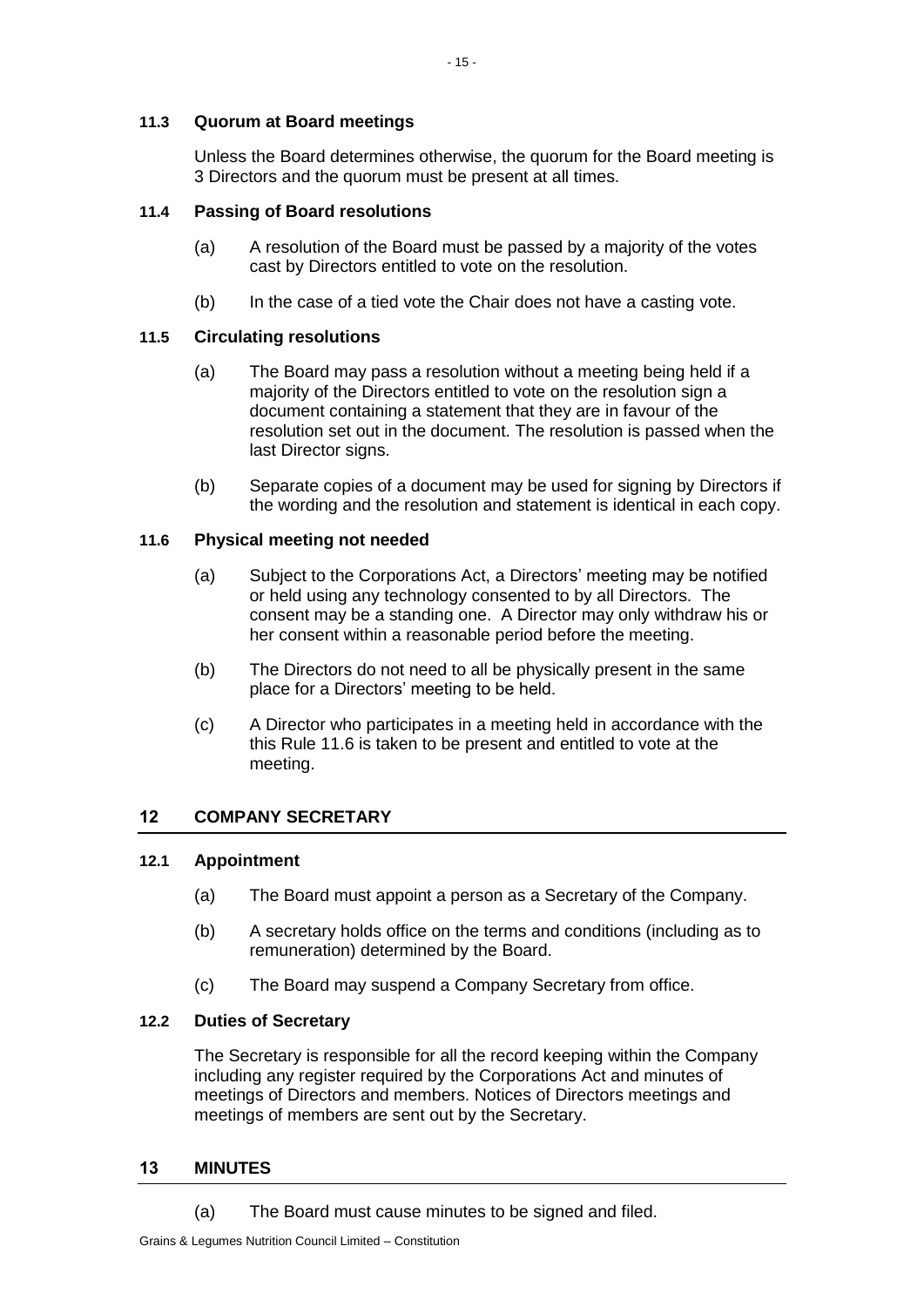### 11.3 Quorum at Board meetings

Unless the Board determines otherwise, the quorum for the Board meeting is 3 Directors and the quorum must be present at all times.

### 11.4 Passing of Board resolutions

(a) A resolution of the Board must be passed by a majority of the votes cast by Directors entitled to vote on the resolution.

(b) In the case of a tied vote the Chair does not have a casting vote.

### 11.5 Circulating resolutions

(a) The Board may pass a resolution without a meeting being held if a majority of the Directors entitled to vote on the resolution sign a document containing a statement that they are in favour of the resolution set out in the document. The resolution is passed when the last Director signs.

(b) Separate copies of a document may be used for signing by Directors if the wording and the resolution and statement is identical in each copy.

### 11.6 Physical meeting not needed

(a) Subject to the Corporations Act, a Directors' meeting may be notified or held using any technology consented to by all Directors. The consent may be a standing one. A Director may only withdraw his or her consent within a reasonable period before the meeting.

(b) The Directors do not need to all be physically present in the same place for a Directors' meeting to be held.

(c) A Director who participates in a meeting held in accordance with the this Rule 11.6 is taken to be present and entitled to vote at the meeting.

## 12 COMPANY SECRETARY

### 12.1 Appointment

(a) The Board must appoint a person as a Secretary of the Company.

(b) A secretary holds office on the terms and conditions (including as to remuneration) determined by the Board.

(c) The Board may suspend a Company Secretary from office.

### 12.2 Duties of Secretary

The Secretary is responsible for all the record keeping within the Company including any register required by the Corporations Act and minutes of meetings of Directors and members. Notices of Directors meetings and meetings of members are sent out by the Secretary.

## 13 MINUTES

(a) The Board must cause minutes to be signed and filed.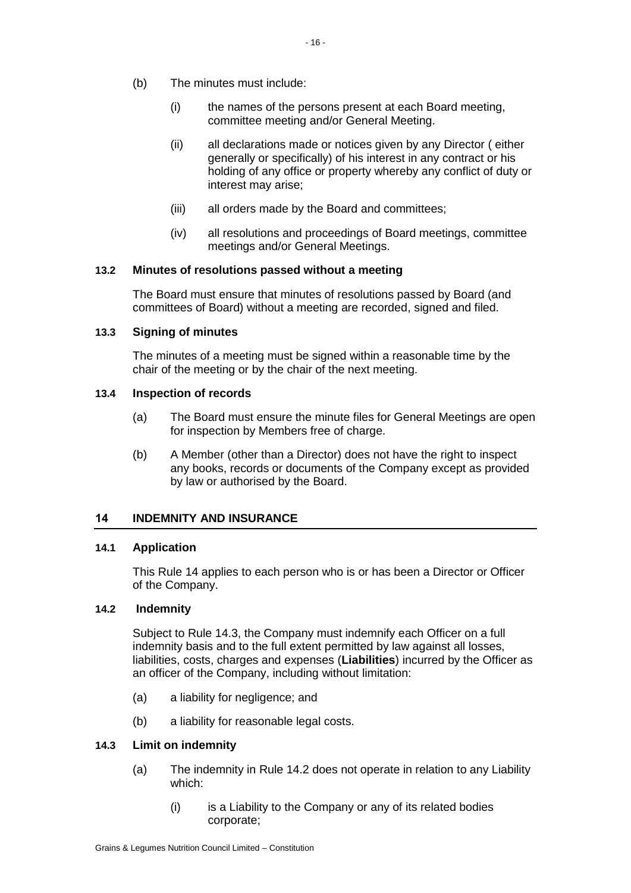(b) The minutes must include:

   (i) the names of the persons present at each Board meeting, committee meeting and/or General Meeting.

   (ii) all declarations made or notices given by any Director ( either generally or specifically) of his interest in any contract or his holding of any office or property whereby any conflict of duty or interest may arise;

   (iii) all orders made by the Board and committees;

   (iv) all resolutions and proceedings of Board meetings, committee meetings and/or General Meetings.

### 13.2 Minutes of resolutions passed without a meeting

The Board must ensure that minutes of resolutions passed by Board (and committees of Board) without a meeting are recorded, signed and filed.

### 13.3 Signing of minutes

The minutes of a meeting must be signed within a reasonable time by the chair of the meeting or by the chair of the next meeting.

### 13.4 Inspection of records

(a) The Board must ensure the minute files for General Meetings are open for inspection by Members free of charge.

(b) A Member (other than a Director) does not have the right to inspect any books, records or documents of the Company except as provided by law or authorised by the Board.

## 14 INDEMNITY AND INSURANCE

### 14.1 Application

This Rule 14 applies to each person who is or has been a Director or Officer of the Company.

### 14.2 Indemnity

Subject to Rule 14.3, the Company must indemnify each Officer on a full indemnity basis and to the full extent permitted by law against all losses, liabilities, costs, charges and expenses (**Liabilities**) incurred by the Officer as an officer of the Company, including without limitation:

(a) a liability for negligence; and

(b) a liability for reasonable legal costs.

### 14.3 Limit on indemnity

(a) The indemnity in Rule 14.2 does not operate in relation to any Liability which:

   (i) is a Liability to the Company or any of its related bodies corporate;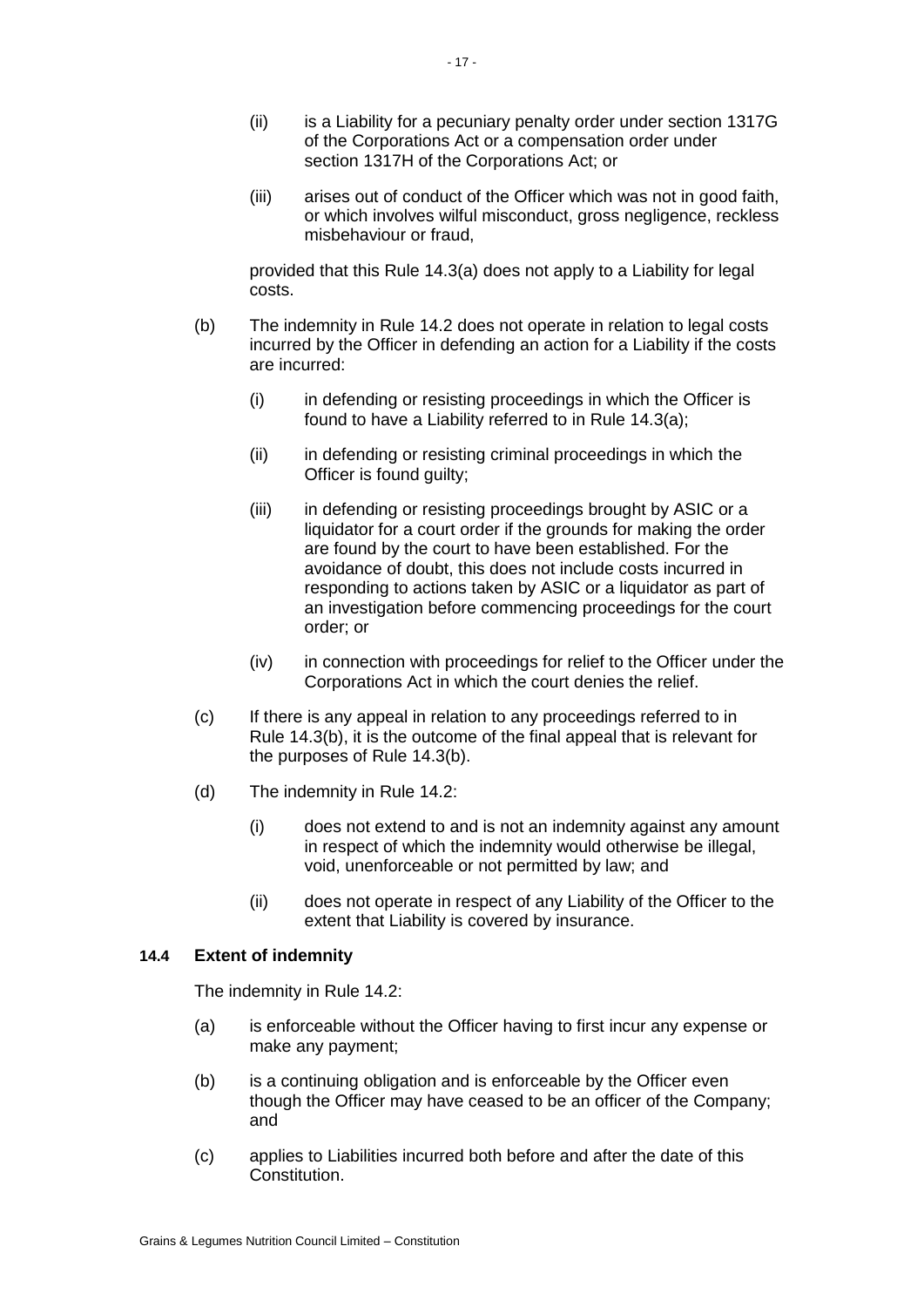(ii) is a Liability for a pecuniary penalty order under section 1317G of the Corporations Act or a compensation order under section 1317H of the Corporations Act; or

(iii) arises out of conduct of the Officer which was not in good faith, or which involves wilful misconduct, gross negligence, reckless misbehaviour or fraud,

provided that this Rule 14.3(a) does not apply to a Liability for legal costs.

(b) The indemnity in Rule 14.2 does not operate in relation to legal costs incurred by the Officer in defending an action for a Liability if the costs are incurred:

(i) in defending or resisting proceedings in which the Officer is found to have a Liability referred to in Rule 14.3(a);

(ii) in defending or resisting criminal proceedings in which the Officer is found guilty;

(iii) in defending or resisting proceedings brought by ASIC or a liquidator for a court order if the grounds for making the order are found by the court to have been established. For the avoidance of doubt, this does not include costs incurred in responding to actions taken by ASIC or a liquidator as part of an investigation before commencing proceedings for the court order; or

(iv) in connection with proceedings for relief to the Officer under the Corporations Act in which the court denies the relief.

(c) If there is any appeal in relation to any proceedings referred to in Rule 14.3(b), it is the outcome of the final appeal that is relevant for the purposes of Rule 14.3(b).

(d) The indemnity in Rule 14.2:

(i) does not extend to and is not an indemnity against any amount in respect of which the indemnity would otherwise be illegal, void, unenforceable or not permitted by law; and

(ii) does not operate in respect of any Liability of the Officer to the extent that Liability is covered by insurance.

### 14.4 Extent of indemnity

The indemnity in Rule 14.2:

(a) is enforceable without the Officer having to first incur any expense or make any payment;

(b) is a continuing obligation and is enforceable by the Officer even though the Officer may have ceased to be an officer of the Company; and

(c) applies to Liabilities incurred both before and after the date of this Constitution.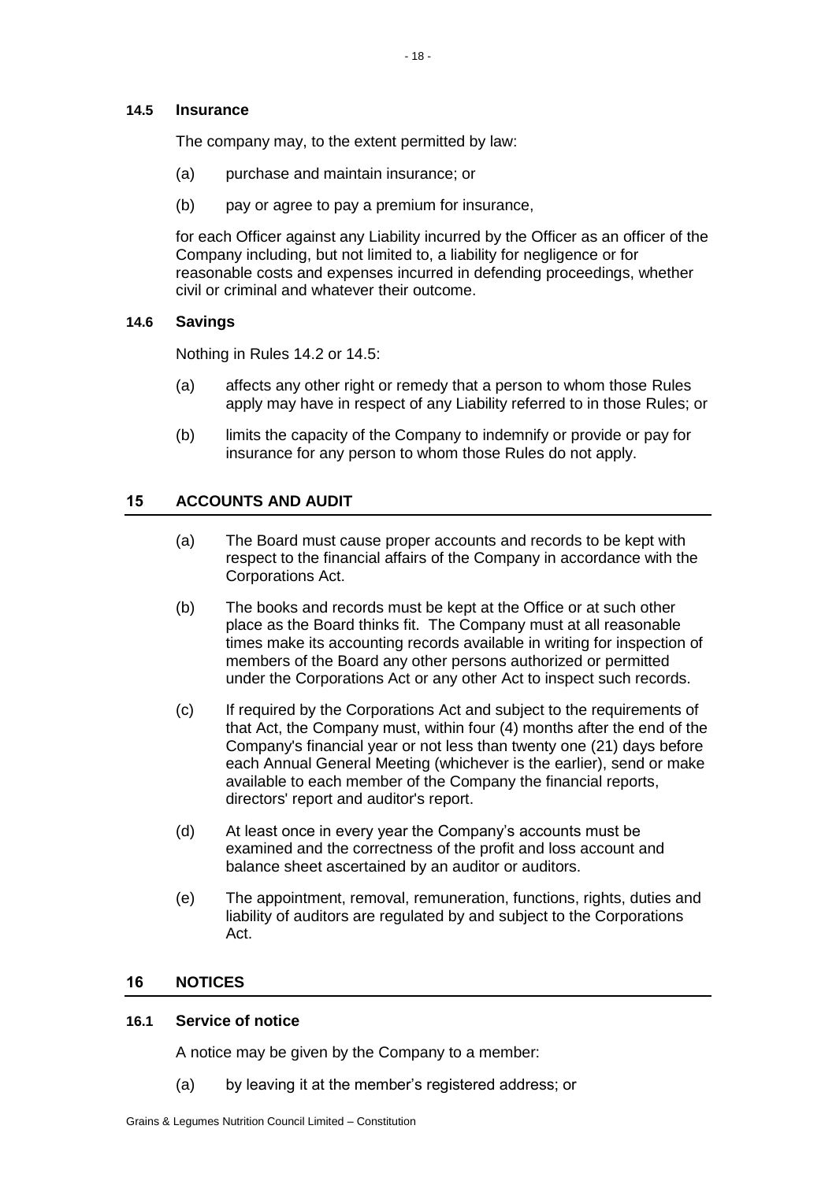### 14.5 Insurance

The company may, to the extent permitted by law:

(a) purchase and maintain insurance; or

(b) pay or agree to pay a premium for insurance,

for each Officer against any Liability incurred by the Officer as an officer of the Company including, but not limited to, a liability for negligence or for reasonable costs and expenses incurred in defending proceedings, whether civil or criminal and whatever their outcome.

### 14.6 Savings

Nothing in Rules 14.2 or 14.5:

(a) affects any other right or remedy that a person to whom those Rules apply may have in respect of any Liability referred to in those Rules; or

(b) limits the capacity of the Company to indemnify or provide or pay for insurance for any person to whom those Rules do not apply.

## 15 ACCOUNTS AND AUDIT

(a) The Board must cause proper accounts and records to be kept with respect to the financial affairs of the Company in accordance with the Corporations Act.

(b) The books and records must be kept at the Office or at such other place as the Board thinks fit. The Company must at all reasonable times make its accounting records available in writing for inspection of members of the Board any other persons authorized or permitted under the Corporations Act or any other Act to inspect such records.

(c) If required by the Corporations Act and subject to the requirements of that Act, the Company must, within four (4) months after the end of the Company's financial year or not less than twenty one (21) days before each Annual General Meeting (whichever is the earlier), send or make available to each member of the Company the financial reports, directors' report and auditor's report.

(d) At least once in every year the Company's accounts must be examined and the correctness of the profit and loss account and balance sheet ascertained by an auditor or auditors.

(e) The appointment, removal, remuneration, functions, rights, duties and liability of auditors are regulated by and subject to the Corporations Act.

## 16 NOTICES

### 16.1 Service of notice

A notice may be given by the Company to a member:

(a) by leaving it at the member's registered address; or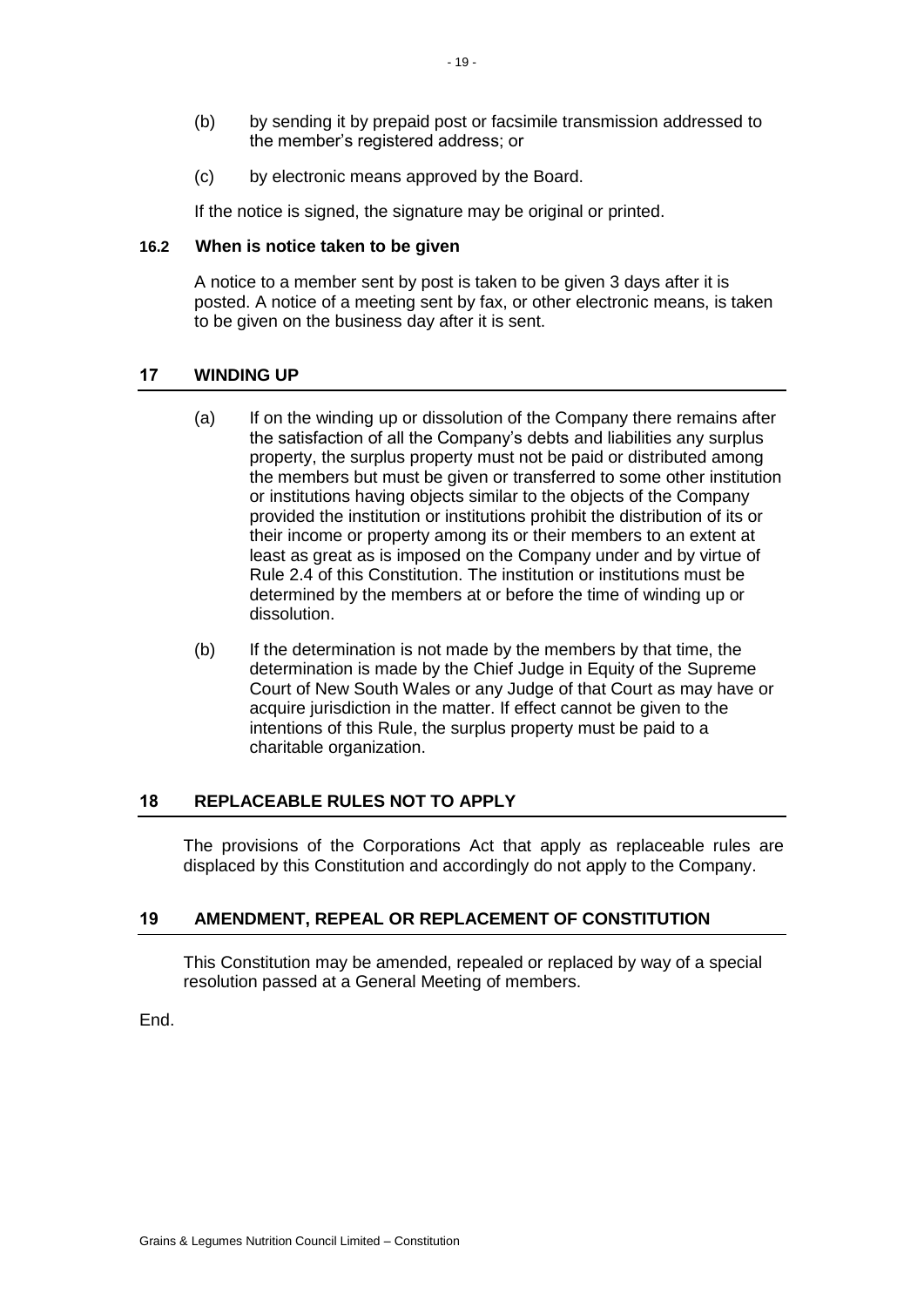(b) by sending it by prepaid post or facsimile transmission addressed to the member's registered address; or

(c) by electronic means approved by the Board.

If the notice is signed, the signature may be original or printed.

### 16.2 When is notice taken to be given

A notice to a member sent by post is taken to be given 3 days after it is posted. A notice of a meeting sent by fax, or other electronic means, is taken to be given on the business day after it is sent.

## 17 WINDING UP

(a) If on the winding up or dissolution of the Company there remains after the satisfaction of all the Company's debts and liabilities any surplus property, the surplus property must not be paid or distributed among the members but must be given or transferred to some other institution or institutions having objects similar to the objects of the Company provided the institution or institutions prohibit the distribution of its or their income or property among its or their members to an extent at least as great as is imposed on the Company under and by virtue of Rule 2.4 of this Constitution. The institution or institutions must be determined by the members at or before the time of winding up or dissolution.

(b) If the determination is not made by the members by that time, the determination is made by the Chief Judge in Equity of the Supreme Court of New South Wales or any Judge of that Court as may have or acquire jurisdiction in the matter. If effect cannot be given to the intentions of this Rule, the surplus property must be paid to a charitable organization.

## 18 REPLACEABLE RULES NOT TO APPLY

The provisions of the Corporations Act that apply as replaceable rules are displaced by this Constitution and accordingly do not apply to the Company.

## 19 AMENDMENT, REPEAL OR REPLACEMENT OF CONSTITUTION

This Constitution may be amended, repealed or replaced by way of a special resolution passed at a General Meeting of members.

End.